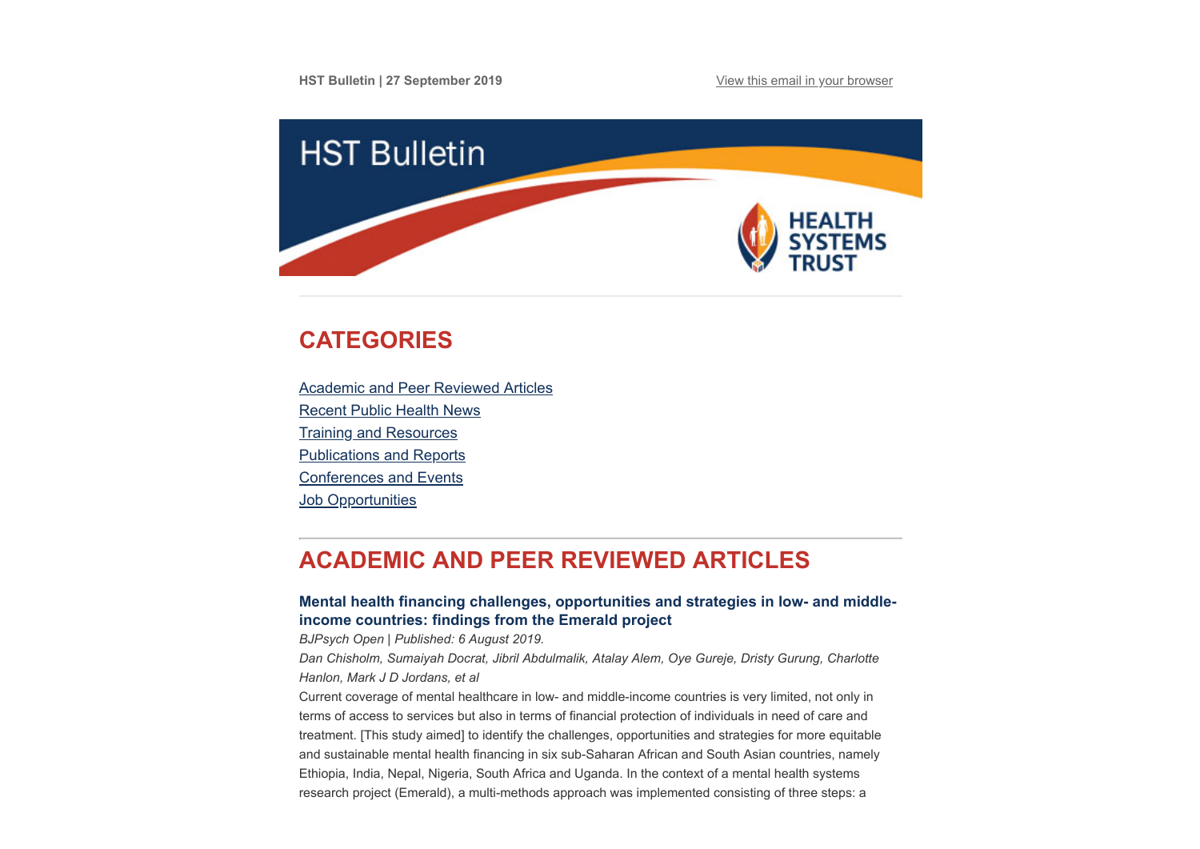HST Bulletin | 27 September 2019

View this email in your browser

# HST Bulletin

HEALTH SYSTEMS TRUST

## CATEGORIES

Academic and Peer Reviewed Articles
Recent Public Health News
Training and Resources
Publications and Reports
Conferences and Events
Job Opportunities

## ACADEMIC AND PEER REVIEWED ARTICLES

### Mental health financing challenges, opportunities and strategies in low- and middle-income countries: findings from the Emerald project

*BJPsych Open | Published: 6 August 2019.*

*Dan Chisholm, Sumaiyah Docrat, Jibril Abdulmalik, Atalay Alem, Oye Gureje, Dristy Gurung, Charlotte Hanlon, Mark J D Jordans, et al*

Current coverage of mental healthcare in low- and middle-income countries is very limited, not only in terms of access to services but also in terms of financial protection of individuals in need of care and treatment. [This study aimed] to identify the challenges, opportunities and strategies for more equitable and sustainable mental health financing in six sub-Saharan African and South Asian countries, namely Ethiopia, India, Nepal, Nigeria, South Africa and Uganda. In the context of a mental health systems research project (Emerald), a multi-methods approach was implemented consisting of three steps: a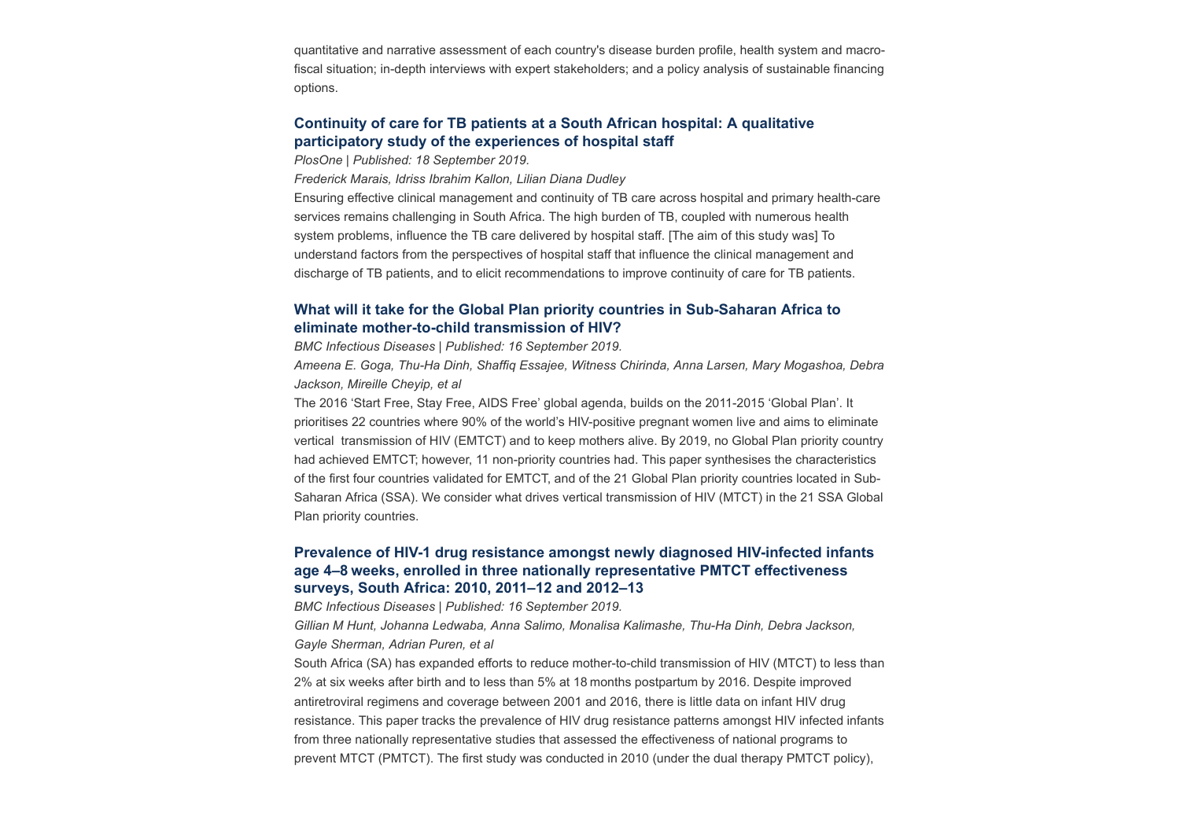quantitative and narrative assessment of each country's disease burden profile, health system and macro-fiscal situation; in-depth interviews with expert stakeholders; and a policy analysis of sustainable financing options.

### Continuity of care for TB patients at a South African hospital: A qualitative participatory study of the experiences of hospital staff

*PlosOne | Published: 18 September 2019.*

*Frederick Marais, Idriss Ibrahim Kallon, Lilian Diana Dudley*

Ensuring effective clinical management and continuity of TB care across hospital and primary health-care services remains challenging in South Africa. The high burden of TB, coupled with numerous health system problems, influence the TB care delivered by hospital staff. [The aim of this study was] To understand factors from the perspectives of hospital staff that influence the clinical management and discharge of TB patients, and to elicit recommendations to improve continuity of care for TB patients.

### What will it take for the Global Plan priority countries in Sub-Saharan Africa to eliminate mother-to-child transmission of HIV?

*BMC Infectious Diseases | Published: 16 September 2019.*

*Ameena E. Goga, Thu-Ha Dinh, Shaffiq Essajee, Witness Chirinda, Anna Larsen, Mary Mogashoa, Debra Jackson, Mireille Cheyip, et al*

The 2016 'Start Free, Stay Free, AIDS Free' global agenda, builds on the 2011-2015 'Global Plan'. It prioritises 22 countries where 90% of the world's HIV-positive pregnant women live and aims to eliminate vertical transmission of HIV (EMTCT) and to keep mothers alive. By 2019, no Global Plan priority country had achieved EMTCT; however, 11 non-priority countries had. This paper synthesises the characteristics of the first four countries validated for EMTCT, and of the 21 Global Plan priority countries located in Sub-Saharan Africa (SSA). We consider what drives vertical transmission of HIV (MTCT) in the 21 SSA Global Plan priority countries.

### Prevalence of HIV-1 drug resistance amongst newly diagnosed HIV-infected infants age 4–8 weeks, enrolled in three nationally representative PMTCT effectiveness surveys, South Africa: 2010, 2011–12 and 2012–13

*BMC Infectious Diseases | Published: 16 September 2019.*

*Gillian M Hunt, Johanna Ledwaba, Anna Salimo, Monalisa Kalimashe, Thu-Ha Dinh, Debra Jackson, Gayle Sherman, Adrian Puren, et al*

South Africa (SA) has expanded efforts to reduce mother-to-child transmission of HIV (MTCT) to less than 2% at six weeks after birth and to less than 5% at 18 months postpartum by 2016. Despite improved antiretroviral regimens and coverage between 2001 and 2016, there is little data on infant HIV drug resistance. This paper tracks the prevalence of HIV drug resistance patterns amongst HIV infected infants from three nationally representative studies that assessed the effectiveness of national programs to prevent MTCT (PMTCT). The first study was conducted in 2010 (under the dual therapy PMTCT policy),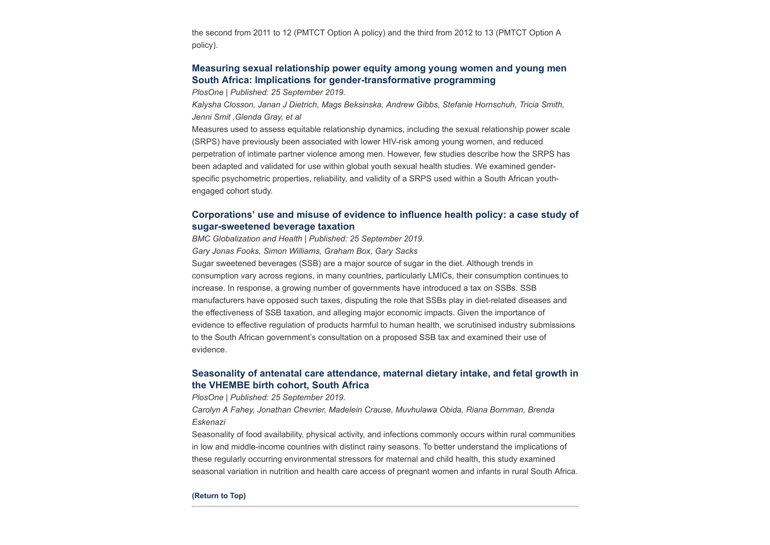the second from 2011 to 12 (PMTCT Option A policy) and the third from 2012 to 13 (PMTCT Option A policy).

### Measuring sexual relationship power equity among young women and young men South Africa: Implications for gender-transformative programming

*PlosOne | Published: 25 September 2019.*

*Kalysha Closson, Janan J Dietrich, Mags Beksinska, Andrew Gibbs, Stefanie Hornschuh, Tricia Smith, Jenni Smit ,Glenda Gray, et al*

Measures used to assess equitable relationship dynamics, including the sexual relationship power scale (SRPS) have previously been associated with lower HIV-risk among young women, and reduced perpetration of intimate partner violence among men. However, few studies describe how the SRPS has been adapted and validated for use within global youth sexual health studies. We examined gender-specific psychometric properties, reliability, and validity of a SRPS used within a South African youth-engaged cohort study.

### Corporations' use and misuse of evidence to influence health policy: a case study of sugar-sweetened beverage taxation

*BMC Globalization and Health | Published: 25 September 2019.*

*Gary Jonas Fooks, Simon Williams, Graham Box, Gary Sacks*

Sugar sweetened beverages (SSB) are a major source of sugar in the diet. Although trends in consumption vary across regions, in many countries, particularly LMICs, their consumption continues to increase. In response, a growing number of governments have introduced a tax on SSBs. SSB manufacturers have opposed such taxes, disputing the role that SSBs play in diet-related diseases and the effectiveness of SSB taxation, and alleging major economic impacts. Given the importance of evidence to effective regulation of products harmful to human health, we scrutinised industry submissions to the South African government's consultation on a proposed SSB tax and examined their use of evidence.

### Seasonality of antenatal care attendance, maternal dietary intake, and fetal growth in the VHEMBE birth cohort, South Africa

*PlosOne | Published: 25 September 2019.*

*Carolyn A Fahey, Jonathan Chevrier, Madelein Crause, Muvhulawa Obida, Riana Bornman, Brenda Eskenazi*

Seasonality of food availability, physical activity, and infections commonly occurs within rural communities in low and middle-income countries with distinct rainy seasons. To better understand the implications of these regularly occurring environmental stressors for maternal and child health, this study examined seasonal variation in nutrition and health care access of pregnant women and infants in rural South Africa.

**(Return to Top)**

---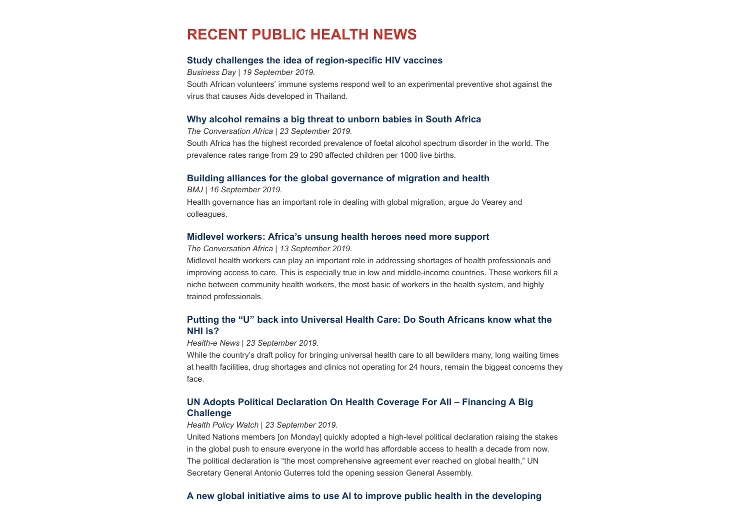# RECENT PUBLIC HEALTH NEWS

### Study challenges the idea of region-specific HIV vaccines

*Business Day | 19 September 2019.*

South African volunteers' immune systems respond well to an experimental preventive shot against the virus that causes Aids developed in Thailand.

### Why alcohol remains a big threat to unborn babies in South Africa

*The Conversation Africa | 23 September 2019.*

South Africa has the highest recorded prevalence of foetal alcohol spectrum disorder in the world. The prevalence rates range from 29 to 290 affected children per 1000 live births.

### Building alliances for the global governance of migration and health

*BMJ | 16 September 2019.*

Health governance has an important role in dealing with global migration, argue Jo Vearey and colleagues.

### Midlevel workers: Africa's unsung health heroes need more support

*The Conversation Africa | 13 September 2019.*

Midlevel health workers can play an important role in addressing shortages of health professionals and improving access to care. This is especially true in low and middle-income countries. These workers fill a niche between community health workers, the most basic of workers in the health system, and highly trained professionals.

### Putting the "U" back into Universal Health Care: Do South Africans know what the NHI is?

*Health-e News | 23 September 2019.*

While the country's draft policy for bringing universal health care to all bewilders many, long waiting times at health facilities, drug shortages and clinics not operating for 24 hours, remain the biggest concerns they face.

### UN Adopts Political Declaration On Health Coverage For All – Financing A Big Challenge

*Health Policy Watch | 23 September 2019.*

United Nations members [on Monday] quickly adopted a high-level political declaration raising the stakes in the global push to ensure everyone in the world has affordable access to health a decade from now. The political declaration is "the most comprehensive agreement ever reached on global health," UN Secretary General Antonio Guterres told the opening session General Assembly.

### A new global initiative aims to use AI to improve public health in the developing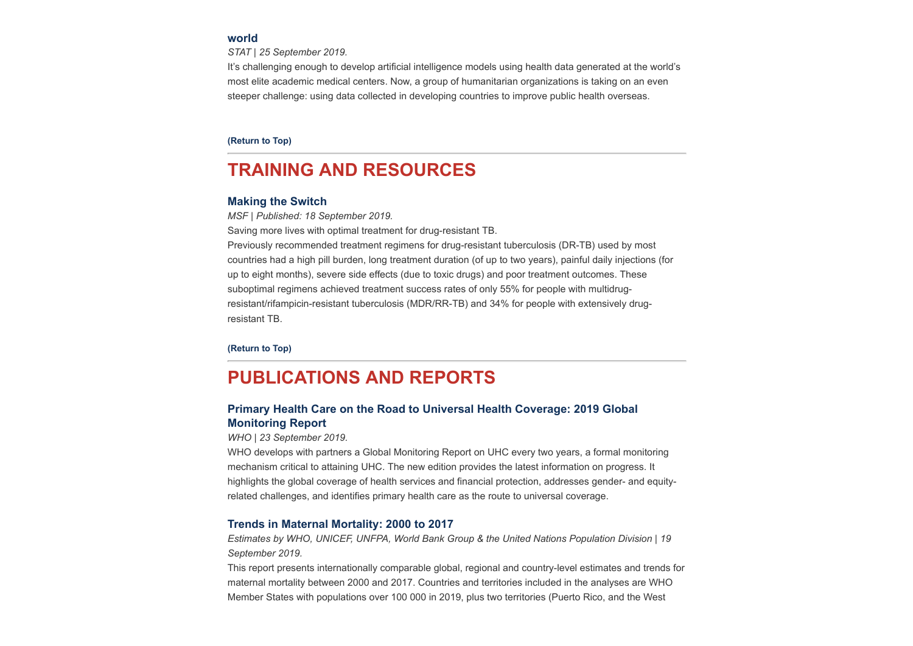### world

*STAT | 25 September 2019.*

It's challenging enough to develop artificial intelligence models using health data generated at the world's most elite academic medical centers. Now, a group of humanitarian organizations is taking on an even steeper challenge: using data collected in developing countries to improve public health overseas.

**(Return to Top)**

---

## TRAINING AND RESOURCES

### Making the Switch

*MSF | Published: 18 September 2019.*

Saving more lives with optimal treatment for drug-resistant TB.

Previously recommended treatment regimens for drug-resistant tuberculosis (DR-TB) used by most countries had a high pill burden, long treatment duration (of up to two years), painful daily injections (for up to eight months), severe side effects (due to toxic drugs) and poor treatment outcomes. These suboptimal regimens achieved treatment success rates of only 55% for people with multidrug-resistant/rifampicin-resistant tuberculosis (MDR/RR-TB) and 34% for people with extensively drug-resistant TB.

**(Return to Top)**

---

## PUBLICATIONS AND REPORTS

### Primary Health Care on the Road to Universal Health Coverage: 2019 Global Monitoring Report

*WHO | 23 September 2019.*

WHO develops with partners a Global Monitoring Report on UHC every two years, a formal monitoring mechanism critical to attaining UHC. The new edition provides the latest information on progress. It highlights the global coverage of health services and financial protection, addresses gender- and equity-related challenges, and identifies primary health care as the route to universal coverage.

### Trends in Maternal Mortality: 2000 to 2017

*Estimates by WHO, UNICEF, UNFPA, World Bank Group & the United Nations Population Division | 19 September 2019.*

This report presents internationally comparable global, regional and country-level estimates and trends for maternal mortality between 2000 and 2017. Countries and territories included in the analyses are WHO Member States with populations over 100 000 in 2019, plus two territories (Puerto Rico, and the West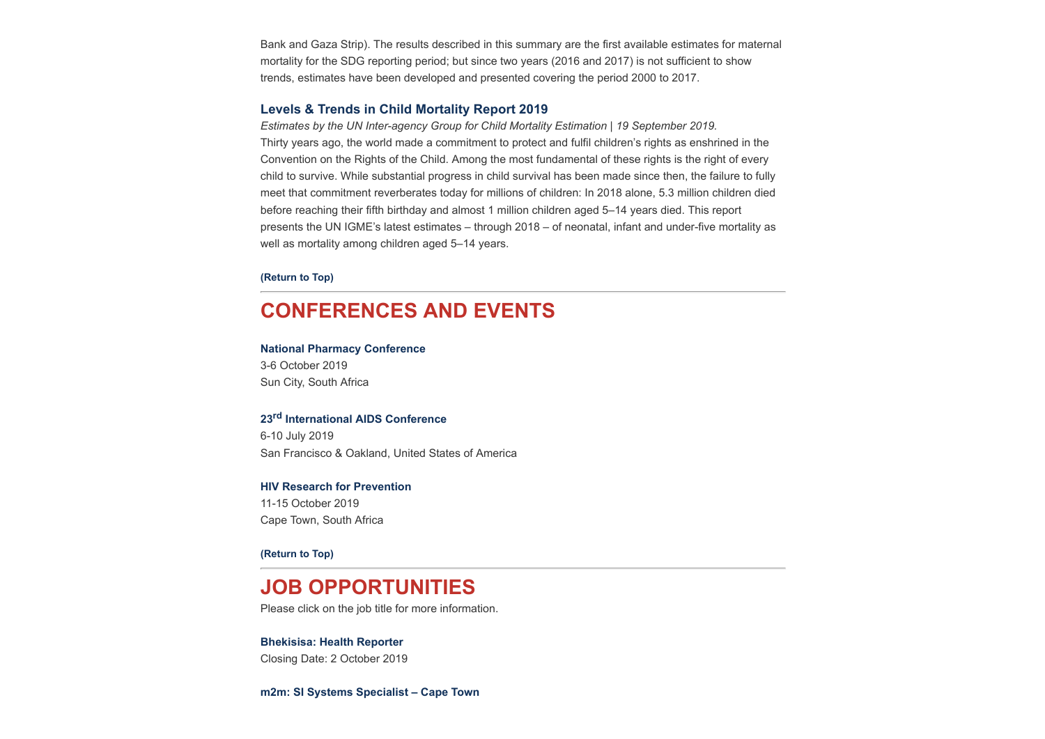Bank and Gaza Strip). The results described in this summary are the first available estimates for maternal mortality for the SDG reporting period; but since two years (2016 and 2017) is not sufficient to show trends, estimates have been developed and presented covering the period 2000 to 2017.

### Levels & Trends in Child Mortality Report 2019

*Estimates by the UN Inter-agency Group for Child Mortality Estimation | 19 September 2019.*
Thirty years ago, the world made a commitment to protect and fulfil children's rights as enshrined in the Convention on the Rights of the Child. Among the most fundamental of these rights is the right of every child to survive. While substantial progress in child survival has been made since then, the failure to fully meet that commitment reverberates today for millions of children: In 2018 alone, 5.3 million children died before reaching their fifth birthday and almost 1 million children aged 5–14 years died. This report presents the UN IGME's latest estimates – through 2018 – of neonatal, infant and under-five mortality as well as mortality among children aged 5–14 years.

**(Return to Top)**

## CONFERENCES AND EVENTS

**National Pharmacy Conference**
3-6 October 2019
Sun City, South Africa

**23rd International AIDS Conference**
6-10 July 2019
San Francisco & Oakland, United States of America

**HIV Research for Prevention**
11-15 October 2019
Cape Town, South Africa

**(Return to Top)**

## JOB OPPORTUNITIES

Please click on the job title for more information.

**Bhekisisa: Health Reporter**
Closing Date: 2 October 2019

**m2m: SI Systems Specialist – Cape Town**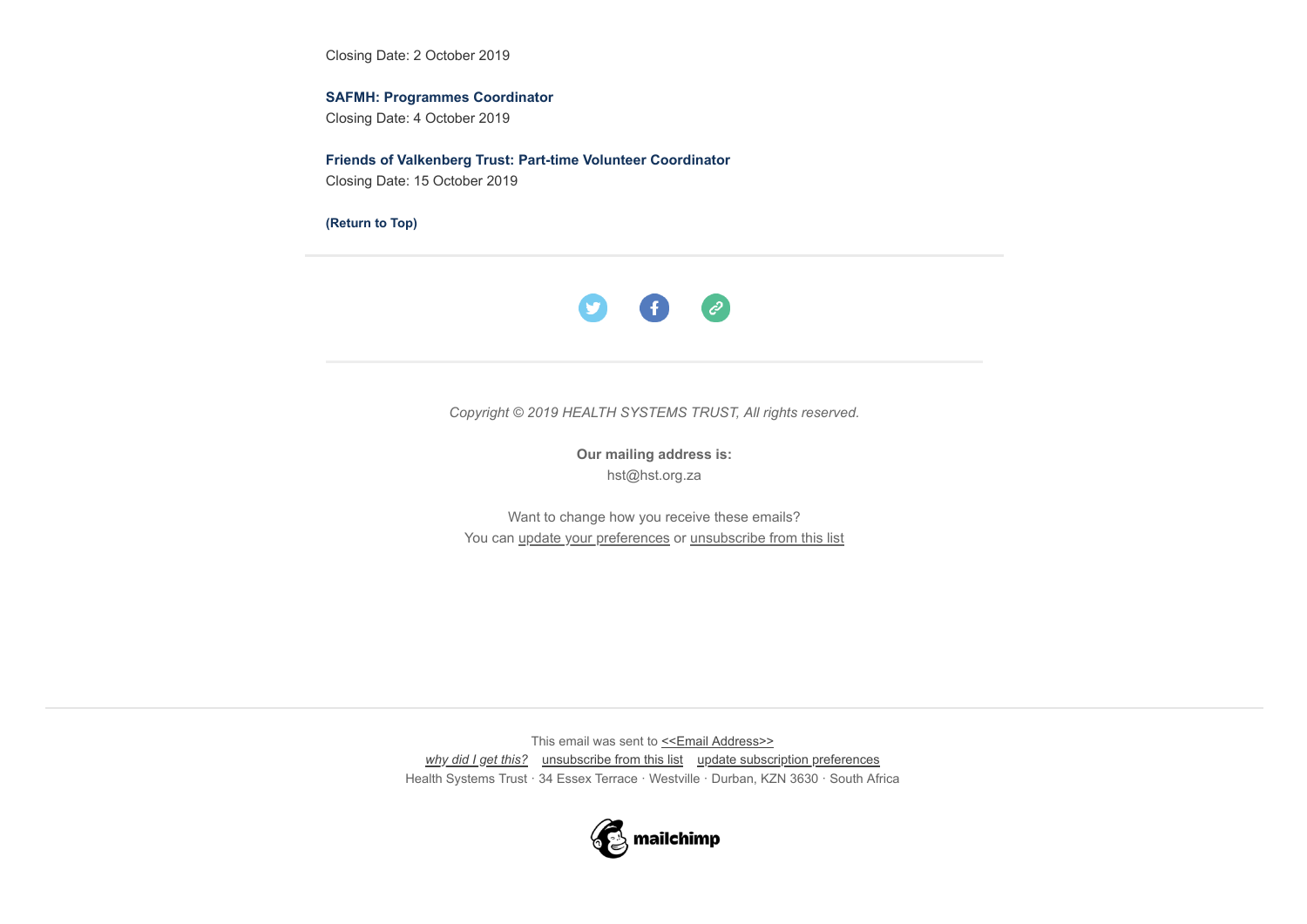Closing Date: 2 October 2019

**SAFMH: Programmes Coordinator**
Closing Date: 4 October 2019

**Friends of Valkenberg Trust: Part-time Volunteer Coordinator**
Closing Date: 15 October 2019

**(Return to Top)**

---

*Copyright © 2019 HEALTH SYSTEMS TRUST, All rights reserved.*

**Our mailing address is:**
hst@hst.org.za

Want to change how you receive these emails?
You can update your preferences or unsubscribe from this list

---

This email was sent to <<Email Address>>
*why did I get this?* unsubscribe from this list update subscription preferences
Health Systems Trust · 34 Essex Terrace · Westville · Durban, KZN 3630 · South Africa

mailchimp